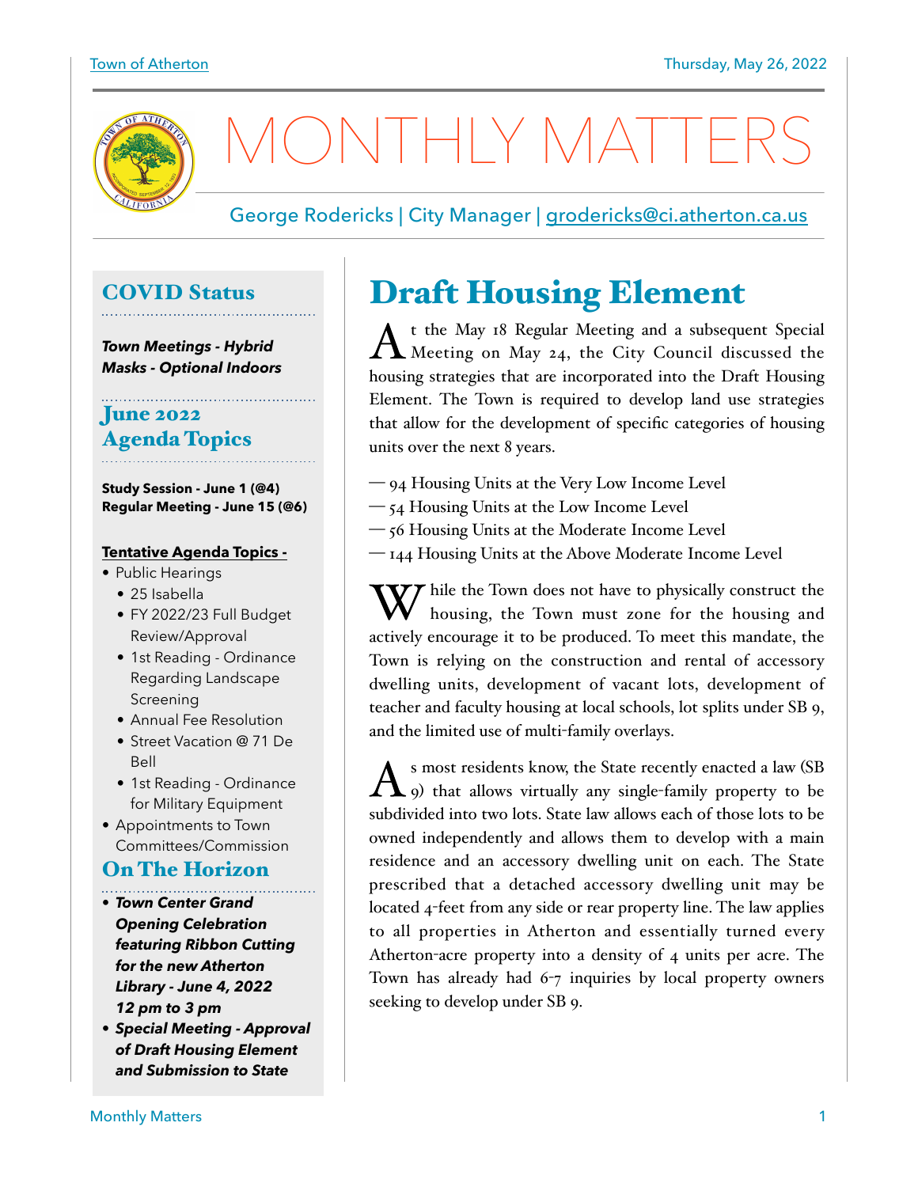# MONTHLY MATTERS

George Rodericks | City Manager | grodericks@ci.atherton.ca.us

## COVID Status

***Town Meetings - Hybrid***
***Masks - Optional Indoors***

## June 2022 Agenda Topics

**Study Session - June 1 (@4)**
**Regular Meeting - June 15 (@6)**

**Tentative Agenda Topics -**

- Public Hearings
  - 25 Isabella
  - FY 2022/23 Full Budget Review/Approval
  - 1st Reading - Ordinance Regarding Landscape Screening
  - Annual Fee Resolution
  - Street Vacation @ 71 De Bell
  - 1st Reading - Ordinance for Military Equipment
- Appointments to Town Committees/Commission

## On The Horizon

- ***Town Center Grand Opening Celebration featuring Ribbon Cutting for the new Atherton Library - June 4, 2022 12 pm to 3 pm***
- ***Special Meeting - Approval of Draft Housing Element and Submission to State***

# Draft Housing Element

At the May 18 Regular Meeting and a subsequent Special Meeting on May 24, the City Council discussed the housing strategies that are incorporated into the Draft Housing Element. The Town is required to develop land use strategies that allow for the development of specific categories of housing units over the next 8 years.

— 94 Housing Units at the Very Low Income Level
— 54 Housing Units at the Low Income Level
— 56 Housing Units at the Moderate Income Level
— 144 Housing Units at the Above Moderate Income Level

While the Town does not have to physically construct the housing, the Town must zone for the housing and actively encourage it to be produced. To meet this mandate, the Town is relying on the construction and rental of accessory dwelling units, development of vacant lots, development of teacher and faculty housing at local schools, lot splits under SB 9, and the limited use of multi-family overlays.

As most residents know, the State recently enacted a law (SB 9) that allows virtually any single-family property to be subdivided into two lots. State law allows each of those lots to be owned independently and allows them to develop with a main residence and an accessory dwelling unit on each. The State prescribed that a detached accessory dwelling unit may be located 4-feet from any side or rear property line. The law applies to all properties in Atherton and essentially turned every Atherton-acre property into a density of 4 units per acre. The Town has already had 6-7 inquiries by local property owners seeking to develop under SB 9.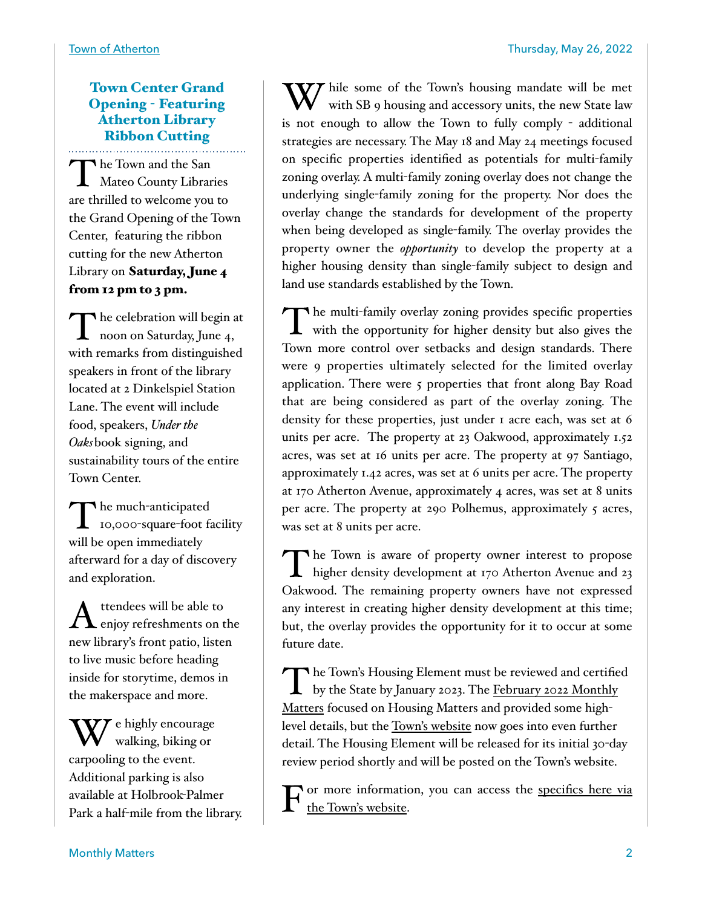## Town Center Grand Opening - Featuring Atherton Library Ribbon Cutting

The Town and the San Mateo County Libraries are thrilled to welcome you to the Grand Opening of the Town Center, featuring the ribbon cutting for the new Atherton Library on **Saturday, June 4 from 12 pm to 3 pm.**

The celebration will begin at noon on Saturday, June 4, with remarks from distinguished speakers in front of the library located at 2 Dinkelspiel Station Lane. The event will include food, speakers, *Under the Oaks* book signing, and sustainability tours of the entire Town Center.

The much-anticipated 10,000-square-foot facility will be open immediately afterward for a day of discovery and exploration.

Attendees will be able to enjoy refreshments on the new library's front patio, listen to live music before heading inside for storytime, demos in the makerspace and more.

We highly encourage walking, biking or carpooling to the event. Additional parking is also available at Holbrook-Palmer Park a half-mile from the library.

While some of the Town's housing mandate will be met with SB 9 housing and accessory units, the new State law is not enough to allow the Town to fully comply - additional strategies are necessary. The May 18 and May 24 meetings focused on specific properties identified as potentials for multi-family zoning overlay. A multi-family zoning overlay does not change the underlying single-family zoning for the property. Nor does the overlay change the standards for development of the property when being developed as single-family. The overlay provides the property owner the ***opportunity*** to develop the property at a higher housing density than single-family subject to design and land use standards established by the Town.

The multi-family overlay zoning provides specific properties with the opportunity for higher density but also gives the Town more control over setbacks and design standards. There were 9 properties ultimately selected for the limited overlay application. There were 5 properties that front along Bay Road that are being considered as part of the overlay zoning. The density for these properties, just under 1 acre each, was set at 6 units per acre. The property at 23 Oakwood, approximately 1.52 acres, was set at 16 units per acre. The property at 97 Santiago, approximately 1.42 acres, was set at 6 units per acre. The property at 170 Atherton Avenue, approximately 4 acres, was set at 8 units per acre. The property at 290 Polhemus, approximately 5 acres, was set at 8 units per acre.

The Town is aware of property owner interest to propose higher density development at 170 Atherton Avenue and 23 Oakwood. The remaining property owners have not expressed any interest in creating higher density development at this time; but, the overlay provides the opportunity for it to occur at some future date.

The Town's Housing Element must be reviewed and certified by the State by January 2023. The February 2022 Monthly Matters focused on Housing Matters and provided some high-level details, but the Town's website now goes into even further detail. The Housing Element will be released for its initial 30-day review period shortly and will be posted on the Town's website.

For more information, you can access the specifics here via the Town's website.